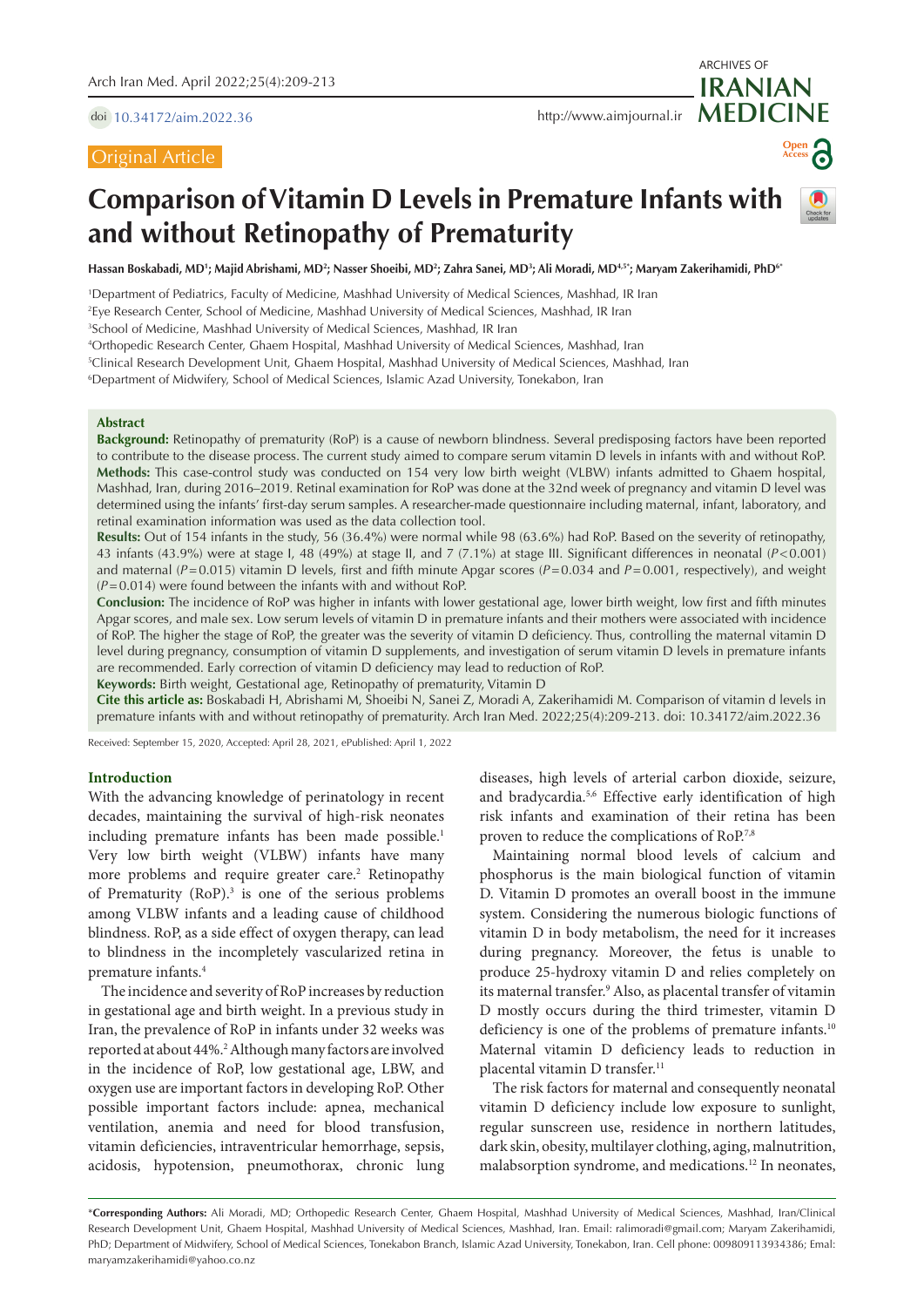doi 10.34172/aim.2022.36

http://www.aimjournal.ir

Original Article

# Comparison of Vitamin D Levels in Premature Infants with and without Retinopathy of Prematurity

**Hassan Boskabadi, MD[1]; Majid Abrishami, MD[2]; Nasser Shoeibi, MD[2]; Zahra Sanei, MD[3]; Ali Moradi, MD[4,5*]; Maryam Zakerihamidi, PhD[6*]**

[1]Department of Pediatrics, Faculty of Medicine, Mashhad University of Medical Sciences, Mashhad, IR Iran
[2]Eye Research Center, School of Medicine, Mashhad University of Medical Sciences, Mashhad, IR Iran
[3]School of Medicine, Mashhad University of Medical Sciences, Mashhad, IR Iran
[4]Orthopedic Research Center, Ghaem Hospital, Mashhad University of Medical Sciences, Mashhad, Iran
[5]Clinical Research Development Unit, Ghaem Hospital, Mashhad University of Medical Sciences, Mashhad, Iran
[6]Department of Midwifery, School of Medical Sciences, Islamic Azad University, Tonekabon, Iran

## Abstract

**Background:** Retinopathy of prematurity (RoP) is a cause of newborn blindness. Several predisposing factors have been reported to contribute to the disease process. The current study aimed to compare serum vitamin D levels in infants with and without RoP.
**Methods:** This case-control study was conducted on 154 very low birth weight (VLBW) infants admitted to Ghaem hospital, Mashhad, Iran, during 2016–2019. Retinal examination for RoP was done at the 32nd week of pregnancy and vitamin D level was determined using the infants' first-day serum samples. A researcher-made questionnaire including maternal, infant, laboratory, and retinal examination information was used as the data collection tool.
**Results:** Out of 154 infants in the study, 56 (36.4%) were normal while 98 (63.6%) had RoP. Based on the severity of retinopathy, 43 infants (43.9%) were at stage I, 48 (49%) at stage II, and 7 (7.1%) at stage III. Significant differences in neonatal ($P<0.001$) and maternal ($P=0.015$) vitamin D levels, first and fifth minute Apgar scores ($P=0.034$ and $P=0.001$, respectively), and weight ($P=0.014$) were found between the infants with and without RoP.
**Conclusion:** The incidence of RoP was higher in infants with lower gestational age, lower birth weight, low first and fifth minutes Apgar scores, and male sex. Low serum levels of vitamin D in premature infants and their mothers were associated with incidence of RoP. The higher the stage of RoP, the greater was the severity of vitamin D deficiency. Thus, controlling the maternal vitamin D level during pregnancy, consumption of vitamin D supplements, and investigation of serum vitamin D levels in premature infants are recommended. Early correction of vitamin D deficiency may lead to reduction of RoP.
**Keywords:** Birth weight, Gestational age, Retinopathy of prematurity, Vitamin D
**Cite this article as:** Boskabadi H, Abrishami M, Shoeibi N, Sanei Z, Moradi A, Zakerihamidi M. Comparison of vitamin d levels in premature infants with and without retinopathy of prematurity. Arch Iran Med. 2022;25(4):209-213. doi: 10.34172/aim.2022.36

Received: September 15, 2020, Accepted: April 28, 2021, ePublished: April 1, 2022

## Introduction

With the advancing knowledge of perinatology in recent decades, maintaining the survival of high-risk neonates including premature infants has been made possible.[1] Very low birth weight (VLBW) infants have many more problems and require greater care.[2] Retinopathy of Prematurity (RoP).[3] is one of the serious problems among VLBW infants and a leading cause of childhood blindness. RoP, as a side effect of oxygen therapy, can lead to blindness in the incompletely vascularized retina in premature infants.[4]

The incidence and severity of RoP increases by reduction in gestational age and birth weight. In a previous study in Iran, the prevalence of RoP in infants under 32 weeks was reported at about 44%.[2] Although many factors are involved in the incidence of RoP, low gestational age, LBW, and oxygen use are important factors in developing RoP. Other possible important factors include: apnea, mechanical ventilation, anemia and need for blood transfusion, vitamin deficiencies, intraventricular hemorrhage, sepsis, acidosis, hypotension, pneumothorax, chronic lung diseases, high levels of arterial carbon dioxide, seizure, and bradycardia.[5,6] Effective early identification of high risk infants and examination of their retina has been proven to reduce the complications of RoP.[7,8]

Maintaining normal blood levels of calcium and phosphorus is the main biological function of vitamin D. Vitamin D promotes an overall boost in the immune system. Considering the numerous biologic functions of vitamin D in body metabolism, the need for it increases during pregnancy. Moreover, the fetus is unable to produce 25-hydroxy vitamin D and relies completely on its maternal transfer.[9] Also, as placental transfer of vitamin D mostly occurs during the third trimester, vitamin D deficiency is one of the problems of premature infants.[10] Maternal vitamin D deficiency leads to reduction in placental vitamin D transfer.[11]

The risk factors for maternal and consequently neonatal vitamin D deficiency include low exposure to sunlight, regular sunscreen use, residence in northern latitudes, dark skin, obesity, multilayer clothing, aging, malnutrition, malabsorption syndrome, and medications.[12] In neonates,

*Corresponding Authors: Ali Moradi, MD; Orthopedic Research Center, Ghaem Hospital, Mashhad University of Medical Sciences, Mashhad, Iran/Clinical Research Development Unit, Ghaem Hospital, Mashhad University of Medical Sciences, Mashhad, Iran. Email: ralimoradi@gmail.com; Maryam Zakerihamidi, PhD; Department of Midwifery, School of Medical Sciences, Tonekabon Branch, Islamic Azad University, Tonekabon, Iran. Cell phone: 009809113934386; Email: maryamzakerihamidi@yahoo.co.nz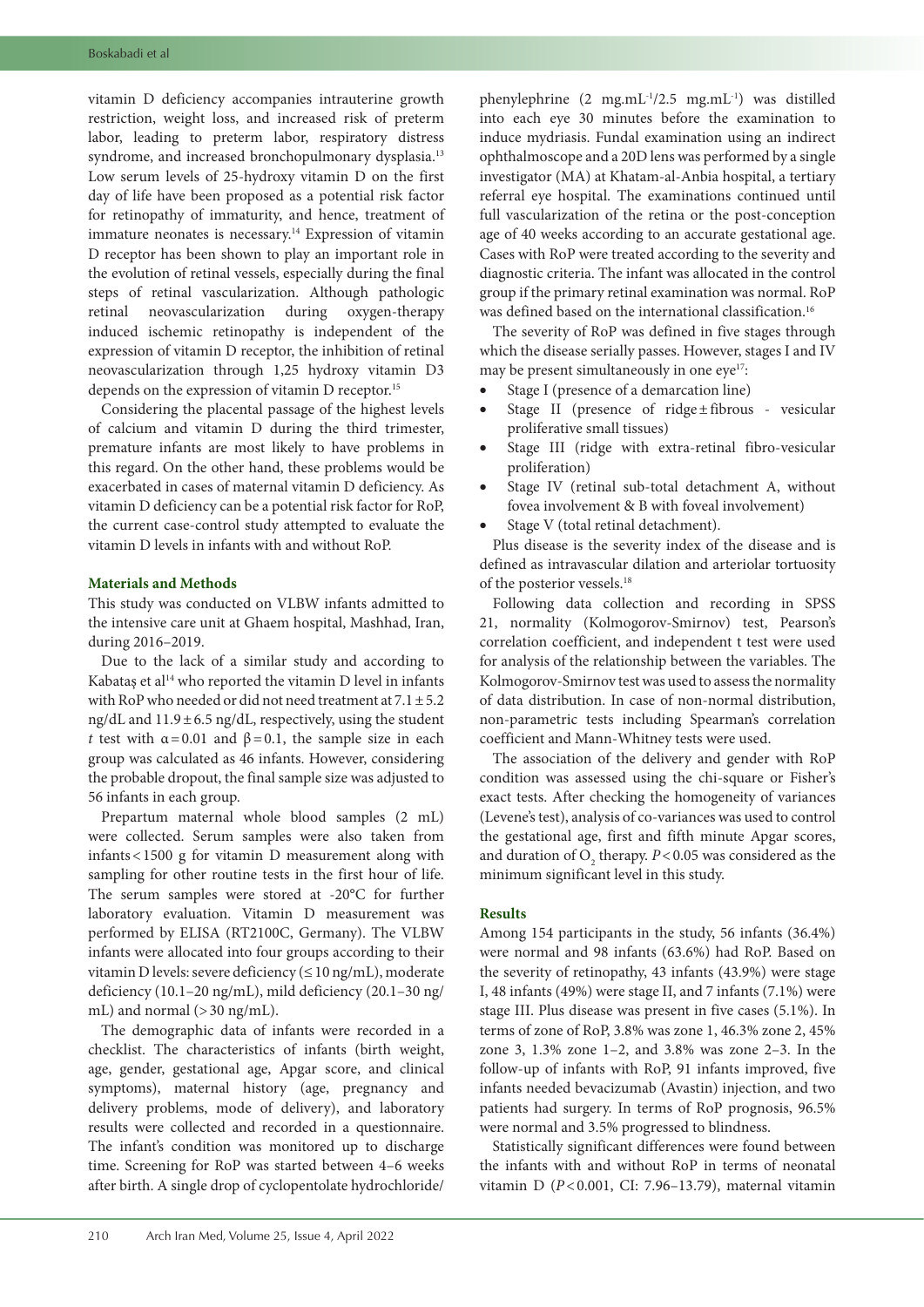vitamin D deficiency accompanies intrauterine growth restriction, weight loss, and increased risk of preterm labor, leading to preterm labor, respiratory distress syndrome, and increased bronchopulmonary dysplasia.[13] Low serum levels of 25-hydroxy vitamin D on the first day of life have been proposed as a potential risk factor for retinopathy of immaturity, and hence, treatment of immature neonates is necessary.[14] Expression of vitamin D receptor has been shown to play an important role in the evolution of retinal vessels, especially during the final steps of retinal vascularization. Although pathologic retinal neovascularization during oxygen-therapy induced ischemic retinopathy is independent of the expression of vitamin D receptor, the inhibition of retinal neovascularization through 1,25 hydroxy vitamin D3 depends on the expression of vitamin D receptor.[15]

Considering the placental passage of the highest levels of calcium and vitamin D during the third trimester, premature infants are most likely to have problems in this regard. On the other hand, these problems would be exacerbated in cases of maternal vitamin D deficiency. As vitamin D deficiency can be a potential risk factor for RoP, the current case-control study attempted to evaluate the vitamin D levels in infants with and without RoP.

## Materials and Methods

This study was conducted on VLBW infants admitted to the intensive care unit at Ghaem hospital, Mashhad, Iran, during 2016–2019.

Due to the lack of a similar study and according to Kabataş et al[14] who reported the vitamin D level in infants with RoP who needed or did not need treatment at 7.1 ± 5.2 ng/dL and 11.9 ± 6.5 ng/dL, respectively, using the student *t* test with $\alpha = 0.01$ and $\beta = 0.1$, the sample size in each group was calculated as 46 infants. However, considering the probable dropout, the final sample size was adjusted to 56 infants in each group.

Prepartum maternal whole blood samples (2 mL) were collected. Serum samples were also taken from infants < 1500 g for vitamin D measurement along with sampling for other routine tests in the first hour of life. The serum samples were stored at -20°C for further laboratory evaluation. Vitamin D measurement was performed by ELISA (RT2100C, Germany). The VLBW infants were allocated into four groups according to their vitamin D levels: severe deficiency (≤ 10 ng/mL), moderate deficiency (10.1–20 ng/mL), mild deficiency (20.1–30 ng/mL) and normal (> 30 ng/mL).

The demographic data of infants were recorded in a checklist. The characteristics of infants (birth weight, age, gender, gestational age, Apgar score, and clinical symptoms), maternal history (age, pregnancy and delivery problems, mode of delivery), and laboratory results were collected and recorded in a questionnaire. The infant's condition was monitored up to discharge time. Screening for RoP was started between 4–6 weeks after birth. A single drop of cyclopentolate hydrochloride/phenylephrine (2 $mg.mL^{-1}$/2.5 $mg.mL^{-1}$) was distilled into each eye 30 minutes before the examination to induce mydriasis. Fundal examination using an indirect ophthalmoscope and a 20D lens was performed by a single investigator (MA) at Khatam-al-Anbia hospital, a tertiary referral eye hospital. The examinations continued until full vascularization of the retina or the post-conception age of 40 weeks according to an accurate gestational age. Cases with RoP were treated according to the severity and diagnostic criteria. The infant was allocated in the control group if the primary retinal examination was normal. RoP was defined based on the international classification.[16]

The severity of RoP was defined in five stages through which the disease serially passes. However, stages I and IV may be present simultaneously in one eye[17]:

- Stage I (presence of a demarcation line)
- Stage II (presence of ridge ± fibrous - vesicular proliferative small tissues)
- Stage III (ridge with extra-retinal fibro-vesicular proliferation)
- Stage IV (retinal sub-total detachment A, without fovea involvement & B with foveal involvement)
- Stage V (total retinal detachment).

Plus disease is the severity index of the disease and is defined as intravascular dilation and arteriolar tortuosity of the posterior vessels.[18]

Following data collection and recording in SPSS 21, normality (Kolmogorov-Smirnov) test, Pearson's correlation coefficient, and independent t test were used for analysis of the relationship between the variables. The Kolmogorov-Smirnov test was used to assess the normality of data distribution. In case of non-normal distribution, non-parametric tests including Spearman's correlation coefficient and Mann-Whitney tests were used.

The association of the delivery and gender with RoP condition was assessed using the chi-square or Fisher's exact tests. After checking the homogeneity of variances (Levene's test), analysis of co-variances was used to control the gestational age, first and fifth minute Apgar scores, and duration of $O_2$ therapy. $P < 0.05$ was considered as the minimum significant level in this study.

## Results

Among 154 participants in the study, 56 infants (36.4%) were normal and 98 infants (63.6%) had RoP. Based on the severity of retinopathy, 43 infants (43.9%) were stage I, 48 infants (49%) were stage II, and 7 infants (7.1%) were stage III. Plus disease was present in five cases (5.1%). In terms of zone of RoP, 3.8% was zone 1, 46.3% zone 2, 45% zone 3, 1.3% zone 1–2, and 3.8% was zone 2–3. In the follow-up of infants with RoP, 91 infants improved, five infants needed bevacizumab (Avastin) injection, and two patients had surgery. In terms of RoP prognosis, 96.5% were normal and 3.5% progressed to blindness.

Statistically significant differences were found between the infants with and without RoP in terms of neonatal vitamin D ($P < 0.001$, CI: 7.96–13.79), maternal vitamin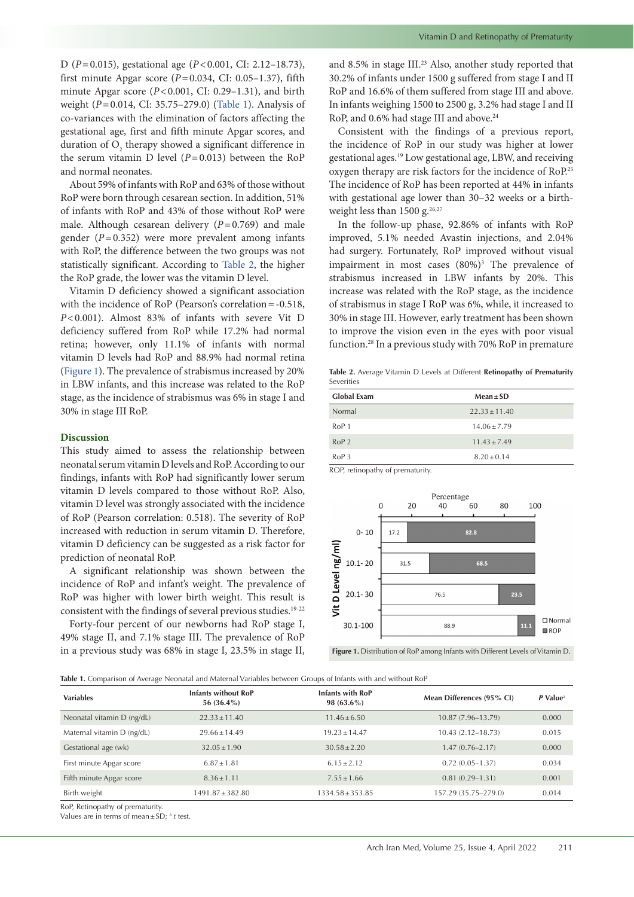D ($P = 0.015$), gestational age ($P < 0.001$, CI: 2.12–18.73), first minute Apgar score ($P = 0.034$, CI: 0.05–1.37), fifth minute Apgar score ($P < 0.001$, CI: 0.29–1.31), and birth weight ($P = 0.014$, CI: 35.75–279.0) (Table 1). Analysis of co-variances with the elimination of factors affecting the gestational age, first and fifth minute Apgar scores, and duration of $O_2$ therapy showed a significant difference in the serum vitamin D level ($P = 0.013$) between the RoP and normal neonates.

About 59% of infants with RoP and 63% of those without RoP were born through cesarean section. In addition, 51% of infants with RoP and 43% of those without RoP were male. Although cesarean delivery ($P = 0.769$) and male gender ($P = 0.352$) were more prevalent among infants with RoP, the difference between the two groups was not statistically significant. According to Table 2, the higher the RoP grade, the lower was the vitamin D level.

Vitamin D deficiency showed a significant association with the incidence of RoP (Pearson's correlation = -0.518, $P < 0.001$). Almost 83% of infants with severe Vit D deficiency suffered from RoP while 17.2% had normal retina; however, only 11.1% of infants with normal vitamin D levels had RoP and 88.9% had normal retina (Figure 1). The prevalence of strabismus increased by 20% in LBW infants, and this increase was related to the RoP stage, as the incidence of strabismus was 6% in stage I and 30% in stage III RoP.

## Discussion

This study aimed to assess the relationship between neonatal serum vitamin D levels and RoP. According to our findings, infants with RoP had significantly lower serum vitamin D levels compared to those without RoP. Also, vitamin D level was strongly associated with the incidence of RoP (Pearson correlation: 0.518). The severity of RoP increased with reduction in serum vitamin D. Therefore, vitamin D deficiency can be suggested as a risk factor for prediction of neonatal RoP.

A significant relationship was shown between the incidence of RoP and infant's weight. The prevalence of RoP was higher with lower birth weight. This result is consistent with the findings of several previous studies.[19-22]

Forty-four percent of our newborns had RoP stage I, 49% stage II, and 7.1% stage III. The prevalence of RoP in a previous study was 68% in stage I, 23.5% in stage II, and 8.5% in stage III.[23] Also, another study reported that 30.2% of infants under 1500 g suffered from stage I and II RoP and 16.6% of them suffered from stage III and above. In infants weighing 1500 to 2500 g, 3.2% had stage I and II RoP, and 0.6% had stage III and above.[24]

Consistent with the findings of a previous report, the incidence of RoP in our study was higher at lower gestational ages.[19] Low gestational age, LBW, and receiving oxygen therapy are risk factors for the incidence of RoP.[25] The incidence of RoP has been reported at 44% in infants with gestational age lower than 30–32 weeks or a birth-weight less than 1500 g.[26,27]

In the follow-up phase, 92.86% of infants with RoP improved, 5.1% needed Avastin injections, and 2.04% had surgery. Fortunately, RoP improved without visual impairment in most cases (80%)[3] The prevalence of strabismus increased in LBW infants by 20%. This increase was related with the RoP stage, as the incidence of strabismus in stage I RoP was 6%, while, it increased to 30% in stage III. However, early treatment has been shown to improve the vision even in the eyes with poor visual function.[28] In a previous study with 70% RoP in premature

**Table 2.** Average Vitamin D Levels at Different **Retinopathy of Prematurity** Severities

| Global Exam | Mean ± SD |
|---|---|
| Normal | 22.33 ± 11.40 |
| RoP 1 | 14.06 ± 7.79 |
| RoP 2 | 11.43 ± 7.49 |
| RoP 3 | 8.20 ± 0.14 |

ROP, retinopathy of prematurity.

| Vit D Level (ng/ml) | Normal (%) | ROP (%) |
|---|---|---|
| 0-10 | 17.2 | 82.8 |
| 10.1-20 | 31.5 | 68.5 |
| 20.1-30 | 76.5 | 23.5 |
| 30.1-100 | 88.9 | 11.1 |

**Figure 1.** Distribution of RoP among Infants with Different Levels of Vitamin D.

**Table 1.** Comparison of Average Neonatal and Maternal Variables between Groups of Infants with and without RoP

| Variables | Infants without RoP 56 (36.4%) | Infants with RoP 98 (63.6%) | Mean Differences (95% CI) | *P* Value[a] |
|---|---|---|---|---|
| Neonatal vitamin D (ng/dL) | 22.33 ± 11.40 | 11.46 ± 6.50 | 10.87 (7.96–13.79) | 0.000 |
| Maternal vitamin D (ng/dL) | 29.66 ± 14.49 | 19.23 ± 14.47 | 10.43 (2.12–18.73) | 0.015 |
| Gestational age (wk) | 32.05 ± 1.90 | 30.58 ± 2.20 | 1.47 (0.76–2.17) | 0.000 |
| First minute Apgar score | 6.87 ± 1.81 | 6.15 ± 2.12 | 0.72 (0.05–1.37) | 0.034 |
| Fifth minute Apgar score | 8.36 ± 1.11 | 7.55 ± 1.66 | 0.81 (0.29–1.31) | 0.001 |
| Birth weight | 1491.87 ± 382.80 | 1334.58 ± 353.85 | 157.29 (35.75–279.0) | 0.014 |

RoP, Retinopathy of prematurity.
Values are in terms of mean ± SD; [a] *t* test.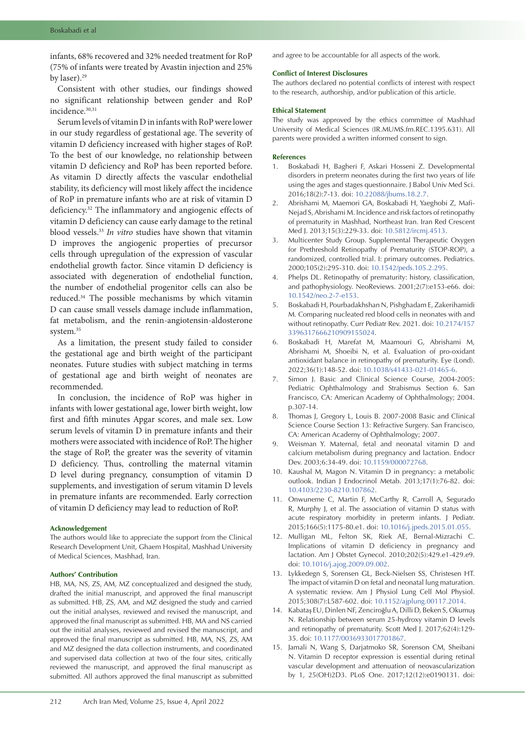infants, 68% recovered and 32% needed treatment for RoP (75% of infants were treated by Avastin injection and 25% by laser).[29]

Consistent with other studies, our findings showed no significant relationship between gender and RoP incidence.[30,31]

Serum levels of vitamin D in infants with RoP were lower in our study regardless of gestational age. The severity of vitamin D deficiency increased with higher stages of RoP. To the best of our knowledge, no relationship between vitamin D deficiency and RoP has been reported before. As vitamin D directly affects the vascular endothelial stability, its deficiency will most likely affect the incidence of RoP in premature infants who are at risk of vitamin D deficiency.[32] The inflammatory and angiogenic effects of vitamin D deficiency can cause early damage to the retinal blood vessels.[33] *In vitro* studies have shown that vitamin D improves the angiogenic properties of precursor cells through upregulation of the expression of vascular endothelial growth factor. Since vitamin D deficiency is associated with degeneration of endothelial function, the number of endothelial progenitor cells can also be reduced.[34] The possible mechanisms by which vitamin D can cause small vessels damage include inflammation, fat metabolism, and the renin-angiotensin-aldosterone system.[35]

As a limitation, the present study failed to consider the gestational age and birth weight of the participant neonates. Future studies with subject matching in terms of gestational age and birth weight of neonates are recommended.

In conclusion, the incidence of RoP was higher in infants with lower gestational age, lower birth weight, low first and fifth minutes Apgar scores, and male sex. Low serum levels of vitamin D in premature infants and their mothers were associated with incidence of RoP. The higher the stage of RoP, the greater was the severity of vitamin D deficiency. Thus, controlling the maternal vitamin D level during pregnancy, consumption of vitamin D supplements, and investigation of serum vitamin D levels in premature infants are recommended. Early correction of vitamin D deficiency may lead to reduction of RoP.

### Acknowledgement

The authors would like to appreciate the support from the Clinical Research Development Unit, Ghaem Hospital, Mashhad University of Medical Sciences, Mashhad, Iran.

### Authors' Contribution

HB, MA, NS, ZS, AM, MZ conceptualized and designed the study, drafted the initial manuscript, and approved the final manuscript as submitted. HB, ZS, AM, and MZ designed the study and carried out the initial analyses, reviewed and revised the manuscript, and approved the final manuscript as submitted. HB, MA and NS carried out the initial analyses, reviewed and revised the manuscript, and approved the final manuscript as submitted. HB, MA, NS, ZS, AM and MZ designed the data collection instruments, and coordinated and supervised data collection at two of the four sites, critically reviewed the manuscript, and approved the final manuscript as submitted. All authors approved the final manuscript as submitted and agree to be accountable for all aspects of the work.

### Conflict of Interest Disclosures

The authors declared no potential conflicts of interest with respect to the research, authorship, and/or publication of this article.

### Ethical Statement

The study was approved by the ethics committee of Mashhad University of Medical Sciences (IR.MUMS.fm.REC.1395.631). All parents were provided a written informed consent to sign.

### References

1. Boskabadi H, Bagheri F, Askari Hosseni Z. Developmental disorders in preterm neonates during the first two years of life using the ages and stages questionnaire. J Babol Univ Med Sci. 2016;18(2):7-13. doi: 10.22088/jbums.18.2.7.
2. Abrishami M, Maemori GA, Boskabadi H, Yaeghobi Z, Mafi-Nejad S, Abrishami M. Incidence and risk factors of retinopathy of prematurity in Mashhad, Northeast Iran. Iran Red Crescent Med J. 2013;15(3):229-33. doi: 10.5812/ircmj.4513.
3. Multicenter Study Group. Supplemental Therapeutic Oxygen for Prethreshold Retinopathy of Prematurity (STOP-ROP), a randomized, controlled trial. I: primary outcomes. Pediatrics. 2000;105(2):295-310. doi: 10.1542/peds.105.2.295.
4. Phelps DL. Retinopathy of prematurity: history, classification, and pathophysiology. NeoReviews. 2001;2(7):e153-e66. doi: 10.1542/neo.2-7-e153.
5. Boskabadi H, Pourbadakhshan N, Pishghadam E, Zakerihamidi M. Comparing nucleated red blood cells in neonates with and without retinopathy. Curr Pediatr Rev. 2021. doi: 10.2174/1573396317666210909155024.
6. Boskabadi H, Marefat M, Maamouri G, Abrishami M, Abrishami M, Shoeibi N, et al. Evaluation of pro-oxidant antioxidant balance in retinopathy of prematurity. Eye (Lond). 2022;36(1):148-52. doi: 10.1038/s41433-021-01465-6.
7. Simon J. Basic and Clinical Science Course, 2004-2005: Pediatric Ophthalmology and Strabismus Section 6. San Francisco, CA: American Academy of Ophthalmology; 2004. p.307-14.
8. Thomas J, Gregory L, Louis B. 2007-2008 Basic and Clinical Science Course Section 13: Refractive Surgery. San Francisco, CA: American Academy of Ophthalmology; 2007.
9. Weisman Y. Maternal, fetal and neonatal vitamin D and calcium metabolism during pregnancy and lactation. Endocr Dev. 2003;6:34-49. doi: 10.1159/000072768.
10. Kaushal M, Magon N. Vitamin D in pregnancy: a metabolic outlook. Indian J Endocrinol Metab. 2013;17(1):76-82. doi: 10.4103/2230-8210.107862.
11. Onwuneme C, Martin F, McCarthy R, Carroll A, Segurado R, Murphy J, et al. The association of vitamin D status with acute respiratory morbidity in preterm infants. J Pediatr. 2015;166(5):1175-80.e1. doi: 10.1016/j.jpeds.2015.01.055.
12. Mulligan ML, Felton SK, Riek AE, Bernal-Mizrachi C. Implications of vitamin D deficiency in pregnancy and lactation. Am J Obstet Gynecol. 2010;202(5):429.e1-429.e9. doi: 10.1016/j.ajog.2009.09.002.
13. Lykkedegn S, Sorensen GL, Beck-Nielsen SS, Christesen HT. The impact of vitamin D on fetal and neonatal lung maturation. A systematic review. Am J Physiol Lung Cell Mol Physiol. 2015;308(7):L587-602. doi: 10.1152/ajplung.00117.2014.
14. Kabataş EU, Dinlen NF, Zenciroğlu A, Dilli D, Beken S, Okumuş N. Relationship between serum 25-hydroxy vitamin D levels and retinopathy of prematurity. Scott Med J. 2017;62(4):129-35. doi: 10.1177/0036933017701867.
15. Jamali N, Wang S, Darjatmoko SR, Sorenson CM, Sheibani N. Vitamin D receptor expression is essential during retinal vascular development and attenuation of neovascularization by 1, 25(OH)2D3. PLoS One. 2017;12(12):e0190131. doi: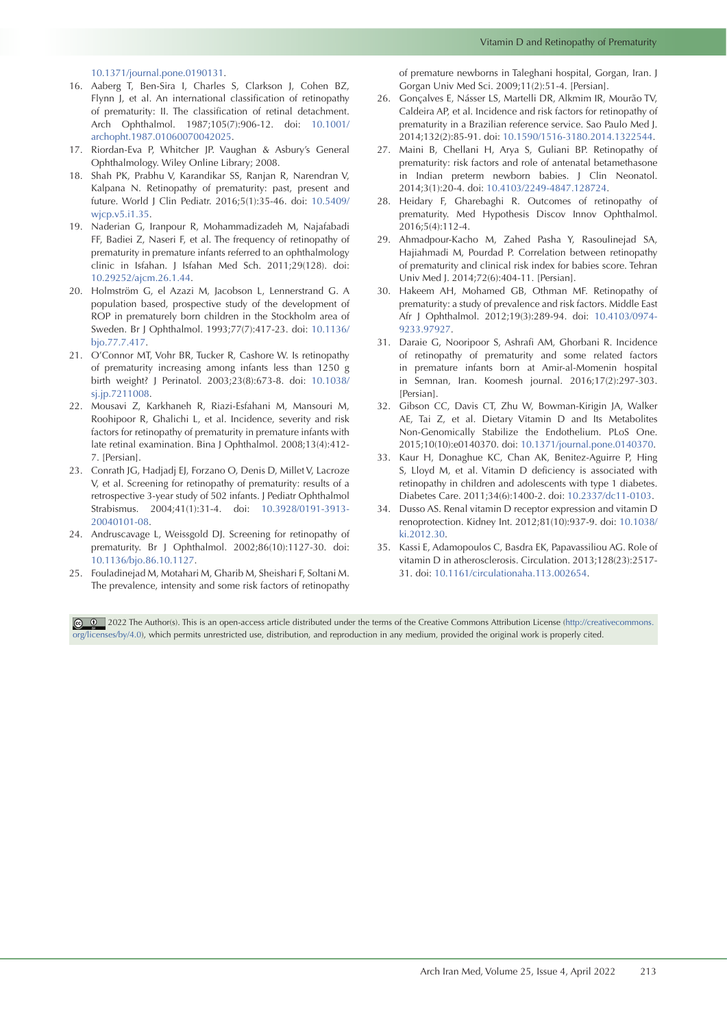10.1371/journal.pone.0190131.

16. Aaberg T, Ben-Sira I, Charles S, Clarkson J, Cohen BZ, Flynn J, et al. An international classification of retinopathy of prematurity: II. The classification of retinal detachment. Arch Ophthalmol. 1987;105(7):906-12. doi: 10.1001/archopht.1987.01060070042025.
17. Riordan-Eva P, Whitcher JP. Vaughan & Asbury's General Ophthalmology. Wiley Online Library; 2008.
18. Shah PK, Prabhu V, Karandikar SS, Ranjan R, Narendran V, Kalpana N. Retinopathy of prematurity: past, present and future. World J Clin Pediatr. 2016;5(1):35-46. doi: 10.5409/wjcp.v5.i1.35.
19. Naderian G, Iranpour R, Mohammadizadeh M, Najafabadi FF, Badiei Z, Naseri F, et al. The frequency of retinopathy of prematurity in premature infants referred to an ophthalmology clinic in Isfahan. J Isfahan Med Sch. 2011;29(128). doi: 10.29252/ajcm.26.1.44.
20. Holmström G, el Azazi M, Jacobson L, Lennerstrand G. A population based, prospective study of the development of ROP in prematurely born children in the Stockholm area of Sweden. Br J Ophthalmol. 1993;77(7):417-23. doi: 10.1136/bjo.77.7.417.
21. O'Connor MT, Vohr BR, Tucker R, Cashore W. Is retinopathy of prematurity increasing among infants less than 1250 g birth weight? J Perinatol. 2003;23(8):673-8. doi: 10.1038/sj.jp.7211008.
22. Mousavi Z, Karkhaneh R, Riazi-Esfahani M, Mansouri M, Roohipoor R, Ghalichi L, et al. Incidence, severity and risk factors for retinopathy of prematurity in premature infants with late retinal examination. Bina J Ophthalmol. 2008;13(4):412-7. [Persian].
23. Conrath JG, Hadjadj EJ, Forzano O, Denis D, Millet V, Lacroze V, et al. Screening for retinopathy of prematurity: results of a retrospective 3-year study of 502 infants. J Pediatr Ophthalmol Strabismus. 2004;41(1):31-4. doi: 10.3928/0191-3913-20040101-08.
24. Andruscavage L, Weissgold DJ. Screening for retinopathy of prematurity. Br J Ophthalmol. 2002;86(10):1127-30. doi: 10.1136/bjo.86.10.1127.
25. Fouladinejad M, Motahari M, Gharib M, Sheishari F, Soltani M. The prevalence, intensity and some risk factors of retinopathy of premature newborns in Taleghani hospital, Gorgan, Iran. J Gorgan Univ Med Sci. 2009;11(2):51-4. [Persian].
26. Gonçalves E, Násser LS, Martelli DR, Alkmim IR, Mourão TV, Caldeira AP, et al. Incidence and risk factors for retinopathy of prematurity in a Brazilian reference service. Sao Paulo Med J. 2014;132(2):85-91. doi: 10.1590/1516-3180.2014.1322544.
27. Maini B, Chellani H, Arya S, Guliani BP. Retinopathy of prematurity: risk factors and role of antenatal betamethasone in Indian preterm newborn babies. J Clin Neonatol. 2014;3(1):20-4. doi: 10.4103/2249-4847.128724.
28. Heidary F, Gharebaghi R. Outcomes of retinopathy of prematurity. Med Hypothesis Discov Innov Ophthalmol. 2016;5(4):112-4.
29. Ahmadpour-Kacho M, Zahed Pasha Y, Rasoulinejad SA, Hajiahmadi M, Pourdad P. Correlation between retinopathy of prematurity and clinical risk index for babies score. Tehran Univ Med J. 2014;72(6):404-11. [Persian].
30. Hakeem AH, Mohamed GB, Othman MF. Retinopathy of prematurity: a study of prevalence and risk factors. Middle East Afr J Ophthalmol. 2012;19(3):289-94. doi: 10.4103/0974-9233.97927.
31. Daraie G, Nooripoor S, Ashrafi AM, Ghorbani R. Incidence of retinopathy of prematurity and some related factors in premature infants born at Amir-al-Momenin hospital in Semnan, Iran. Koomesh journal. 2016;17(2):297-303. [Persian].
32. Gibson CC, Davis CT, Zhu W, Bowman-Kirigin JA, Walker AE, Tai Z, et al. Dietary Vitamin D and Its Metabolites Non-Genomically Stabilize the Endothelium. PLoS One. 2015;10(10):e0140370. doi: 10.1371/journal.pone.0140370.
33. Kaur H, Donaghue KC, Chan AK, Benitez-Aguirre P, Hing S, Lloyd M, et al. Vitamin D deficiency is associated with retinopathy in children and adolescents with type 1 diabetes. Diabetes Care. 2011;34(6):1400-2. doi: 10.2337/dc11-0103.
34. Dusso AS. Renal vitamin D receptor expression and vitamin D renoprotection. Kidney Int. 2012;81(10):937-9. doi: 10.1038/ki.2012.30.
35. Kassi E, Adamopoulos C, Basdra EK, Papavassiliou AG. Role of vitamin D in atherosclerosis. Circulation. 2013;128(23):2517-31. doi: 10.1161/circulationaha.113.002654.

© 2022 The Author(s). This is an open-access article distributed under the terms of the Creative Commons Attribution License (http://creativecommons.org/licenses/by/4.0), which permits unrestricted use, distribution, and reproduction in any medium, provided the original work is properly cited.